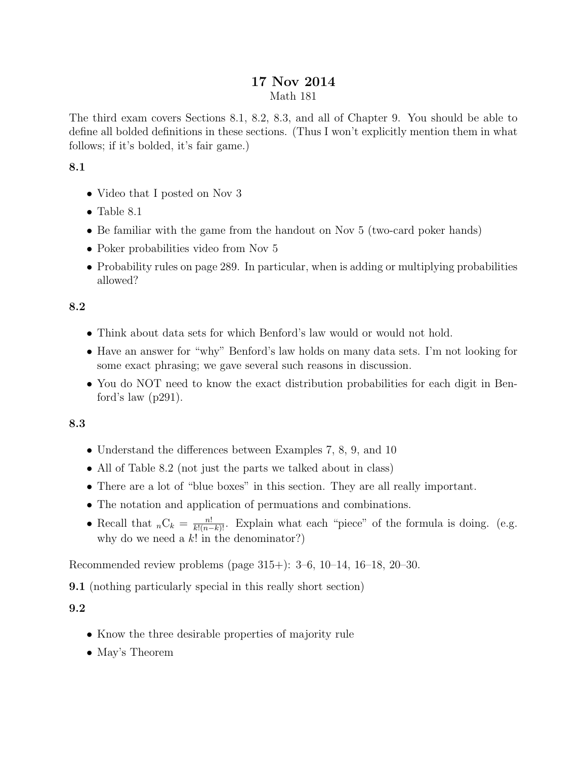# 17 Nov 2014

Math 181

The third exam covers Sections 8.1, 8.2, 8.3, and all of Chapter 9. You should be able to define all bolded definitions in these sections. (Thus I won't explicitly mention them in what follows; if it's bolded, it's fair game.)

**8.1**

- Video that I posted on Nov 3
- Table 8.1
- Be familiar with the game from the handout on Nov 5 (two-card poker hands)
- Poker probabilities video from Nov 5
- Probability rules on page 289. In particular, when is adding or multiplying probabilities allowed?

**8.2**

- Think about data sets for which Benford's law would or would not hold.
- Have an answer for "why" Benford's law holds on many data sets. I'm not looking for some exact phrasing; we gave several such reasons in discussion.
- You do NOT need to know the exact distribution probabilities for each digit in Benford's law (p291).

**8.3**

- Understand the differences between Examples 7, 8, 9, and 10
- All of Table 8.2 (not just the parts we talked about in class)
- There are a lot of "blue boxes" in this section. They are all really important.
- The notation and application of permuations and combinations.
- Recall that ${}_n\mathrm{C}_k = \frac{n!}{k!(n-k)!}$. Explain what each "piece" of the formula is doing. (e.g. why do we need a $k!$ in the denominator?)

Recommended review problems (page 315+): 3–6, 10–14, 16–18, 20–30.

**9.1** (nothing particularly special in this really short section)

**9.2**

- Know the three desirable properties of majority rule
- May's Theorem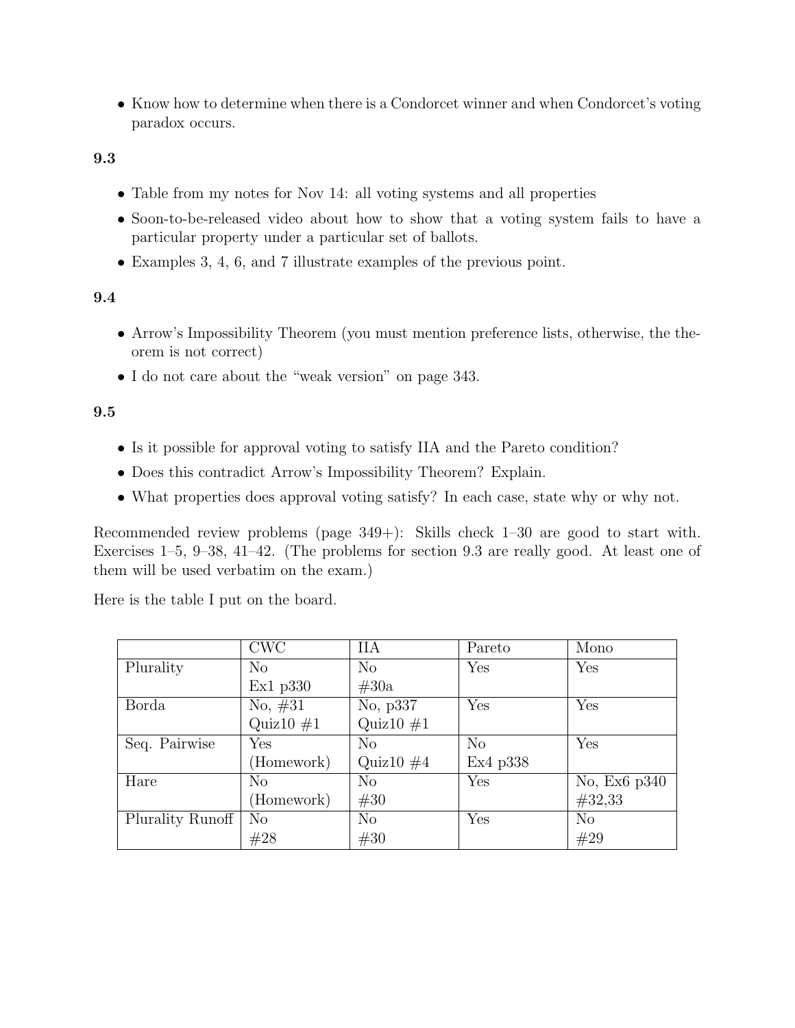- Know how to determine when there is a Condorcet winner and when Condorcet's voting paradox occurs.

**9.3**

- Table from my notes for Nov 14: all voting systems and all properties
- Soon-to-be-released video about how to show that a voting system fails to have a particular property under a particular set of ballots.
- Examples 3, 4, 6, and 7 illustrate examples of the previous point.

**9.4**

- Arrow's Impossibility Theorem (you must mention preference lists, otherwise, the theorem is not correct)
- I do not care about the "weak version" on page 343.

**9.5**

- Is it possible for approval voting to satisfy IIA and the Pareto condition?
- Does this contradict Arrow's Impossibility Theorem? Explain.
- What properties does approval voting satisfy? In each case, state why or why not.

Recommended review problems (page 349+): Skills check 1–30 are good to start with. Exercises 1–5, 9–38, 41–42. (The problems for section 9.3 are really good. At least one of them will be used verbatim on the exam.)

Here is the table I put on the board.

| | CWC | IIA | Pareto | Mono |
|---|---|---|---|---|
| Plurality | No<br>Ex1 p330 | No<br>#30a | Yes | Yes |
| Borda | No, #31<br>Quiz10 #1 | No, p337<br>Quiz10 #1 | Yes | Yes |
| Seq. Pairwise | Yes<br>(Homework) | No<br>Quiz10 #4 | No<br>Ex4 p338 | Yes |
| Hare | No<br>(Homework) | No<br>#30 | Yes | No, Ex6 p340<br>#32,33 |
| Plurality Runoff | No<br>#28 | No<br>#30 | Yes | No<br>#29 |